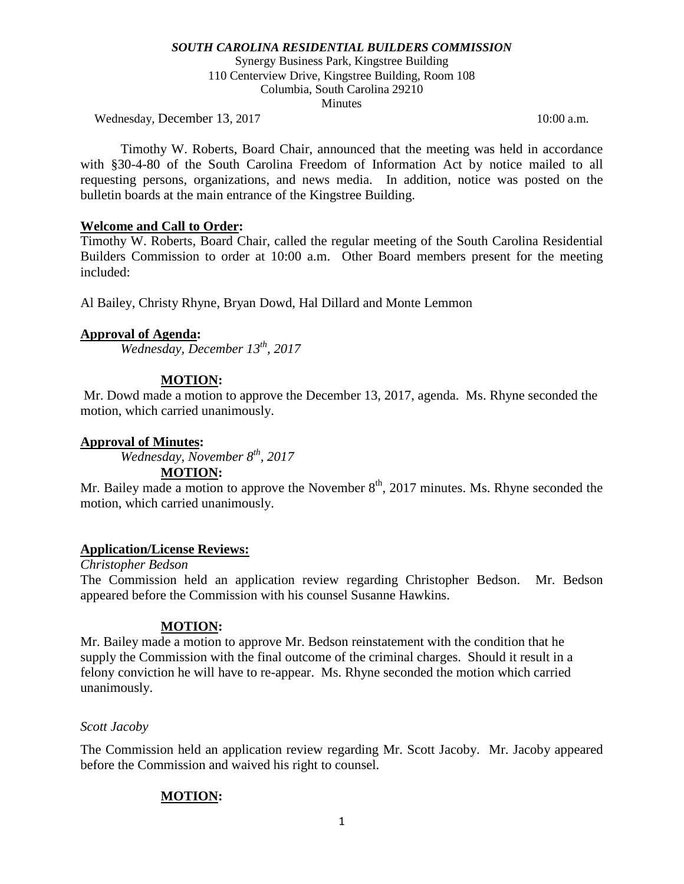***SOUTH CAROLINA RESIDENTIAL BUILDERS COMMISSION***

Synergy Business Park, Kingstree Building
110 Centerview Drive, Kingstree Building, Room 108
Columbia, South Carolina 29210
Minutes

Wednesday, December 13, 2017 10:00 a.m.

Timothy W. Roberts, Board Chair, announced that the meeting was held in accordance with §30-4-80 of the South Carolina Freedom of Information Act by notice mailed to all requesting persons, organizations, and news media. In addition, notice was posted on the bulletin boards at the main entrance of the Kingstree Building.

**Welcome and Call to Order:**

Timothy W. Roberts, Board Chair, called the regular meeting of the South Carolina Residential Builders Commission to order at 10:00 a.m. Other Board members present for the meeting included:

Al Bailey, Christy Rhyne, Bryan Dowd, Hal Dillard and Monte Lemmon

**Approval of Agenda:**

*Wednesday, December 13th, 2017*

**MOTION:**

Mr. Dowd made a motion to approve the December 13, 2017, agenda. Ms. Rhyne seconded the motion, which carried unanimously.

**Approval of Minutes:**

*Wednesday, November 8th, 2017*

**MOTION:**

Mr. Bailey made a motion to approve the November 8th, 2017 minutes. Ms. Rhyne seconded the motion, which carried unanimously.

**Application/License Reviews:**

*Christopher Bedson*

The Commission held an application review regarding Christopher Bedson. Mr. Bedson appeared before the Commission with his counsel Susanne Hawkins.

**MOTION:**

Mr. Bailey made a motion to approve Mr. Bedson reinstatement with the condition that he supply the Commission with the final outcome of the criminal charges. Should it result in a felony conviction he will have to re-appear. Ms. Rhyne seconded the motion which carried unanimously.

*Scott Jacoby*

The Commission held an application review regarding Mr. Scott Jacoby. Mr. Jacoby appeared before the Commission and waived his right to counsel.

**MOTION:**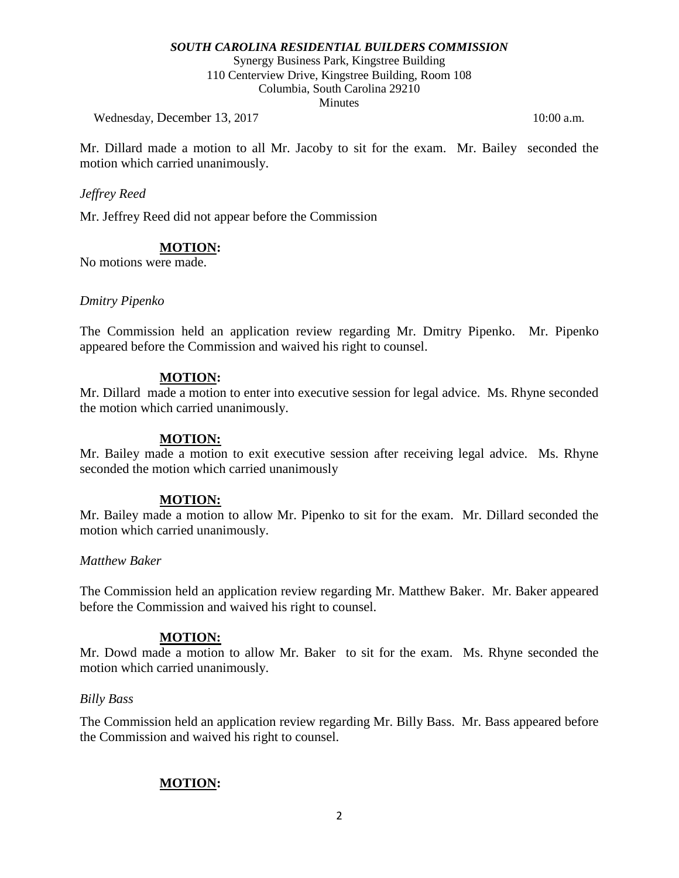Mr. Dillard made a motion to all Mr. Jacoby to sit for the exam. Mr. Bailey seconded the motion which carried unanimously.

*Jeffrey Reed*

Mr. Jeffrey Reed did not appear before the Commission

**MOTION:**

No motions were made.

*Dmitry Pipenko*

The Commission held an application review regarding Mr. Dmitry Pipenko. Mr. Pipenko appeared before the Commission and waived his right to counsel.

**MOTION:**

Mr. Dillard made a motion to enter into executive session for legal advice. Ms. Rhyne seconded the motion which carried unanimously.

**MOTION:**

Mr. Bailey made a motion to exit executive session after receiving legal advice. Ms. Rhyne seconded the motion which carried unanimously

**MOTION:**

Mr. Bailey made a motion to allow Mr. Pipenko to sit for the exam. Mr. Dillard seconded the motion which carried unanimously.

*Matthew Baker*

The Commission held an application review regarding Mr. Matthew Baker. Mr. Baker appeared before the Commission and waived his right to counsel.

**MOTION:**

Mr. Dowd made a motion to allow Mr. Baker to sit for the exam. Ms. Rhyne seconded the motion which carried unanimously.

*Billy Bass*

The Commission held an application review regarding Mr. Billy Bass. Mr. Bass appeared before the Commission and waived his right to counsel.

**MOTION:**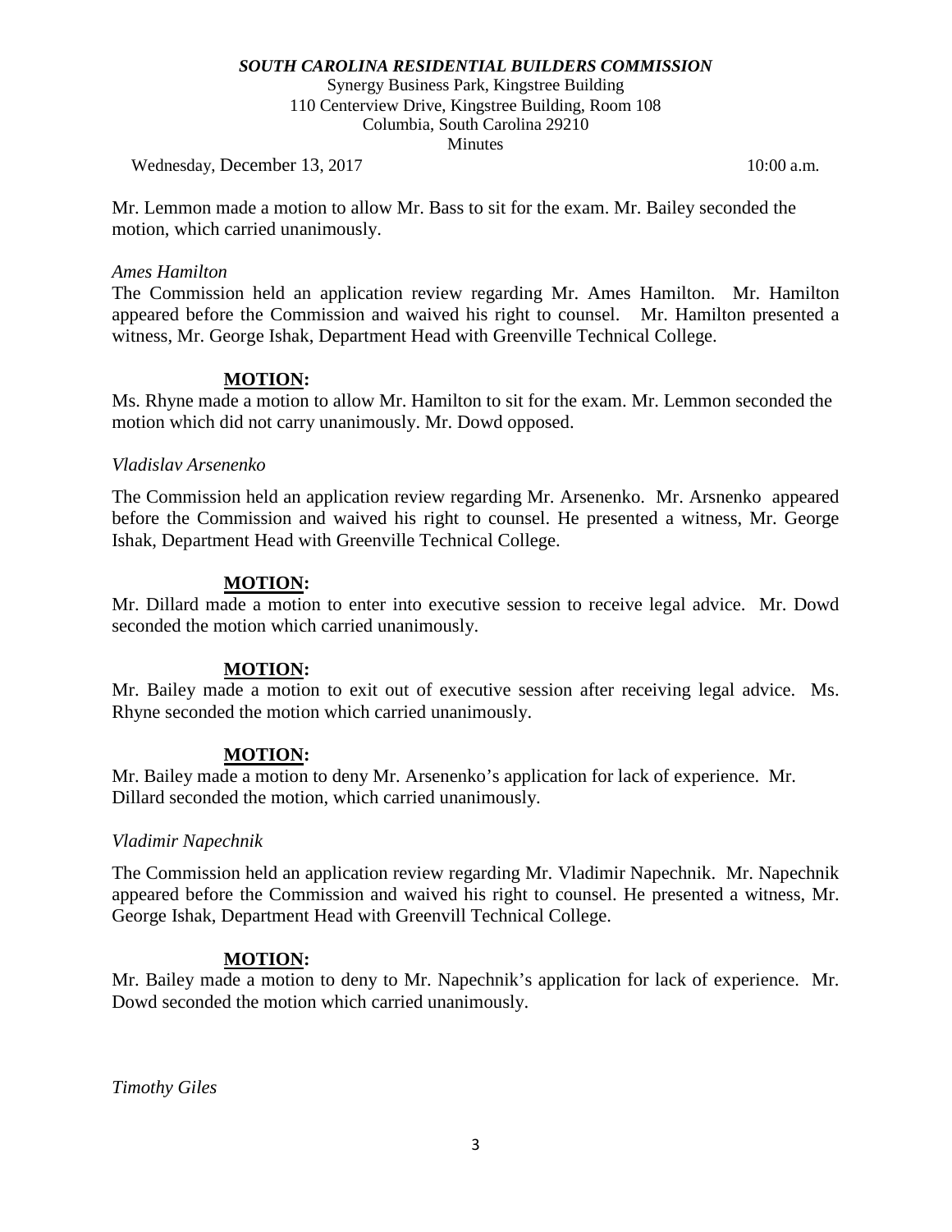Mr. Lemmon made a motion to allow Mr. Bass to sit for the exam. Mr. Bailey seconded the motion, which carried unanimously.

*Ames Hamilton*

The Commission held an application review regarding Mr. Ames Hamilton. Mr. Hamilton appeared before the Commission and waived his right to counsel. Mr. Hamilton presented a witness, Mr. George Ishak, Department Head with Greenville Technical College.

**MOTION:**

Ms. Rhyne made a motion to allow Mr. Hamilton to sit for the exam. Mr. Lemmon seconded the motion which did not carry unanimously. Mr. Dowd opposed.

*Vladislav Arsenenko*

The Commission held an application review regarding Mr. Arsenenko. Mr. Arsnenko appeared before the Commission and waived his right to counsel. He presented a witness, Mr. George Ishak, Department Head with Greenville Technical College.

**MOTION:**

Mr. Dillard made a motion to enter into executive session to receive legal advice. Mr. Dowd seconded the motion which carried unanimously.

**MOTION:**

Mr. Bailey made a motion to exit out of executive session after receiving legal advice. Ms. Rhyne seconded the motion which carried unanimously.

**MOTION:**

Mr. Bailey made a motion to deny Mr. Arsenenko's application for lack of experience. Mr. Dillard seconded the motion, which carried unanimously.

*Vladimir Napechnik*

The Commission held an application review regarding Mr. Vladimir Napechnik. Mr. Napechnik appeared before the Commission and waived his right to counsel. He presented a witness, Mr. George Ishak, Department Head with Greenvill Technical College.

**MOTION:**

Mr. Bailey made a motion to deny to Mr. Napechnik's application for lack of experience. Mr. Dowd seconded the motion which carried unanimously.

*Timothy Giles*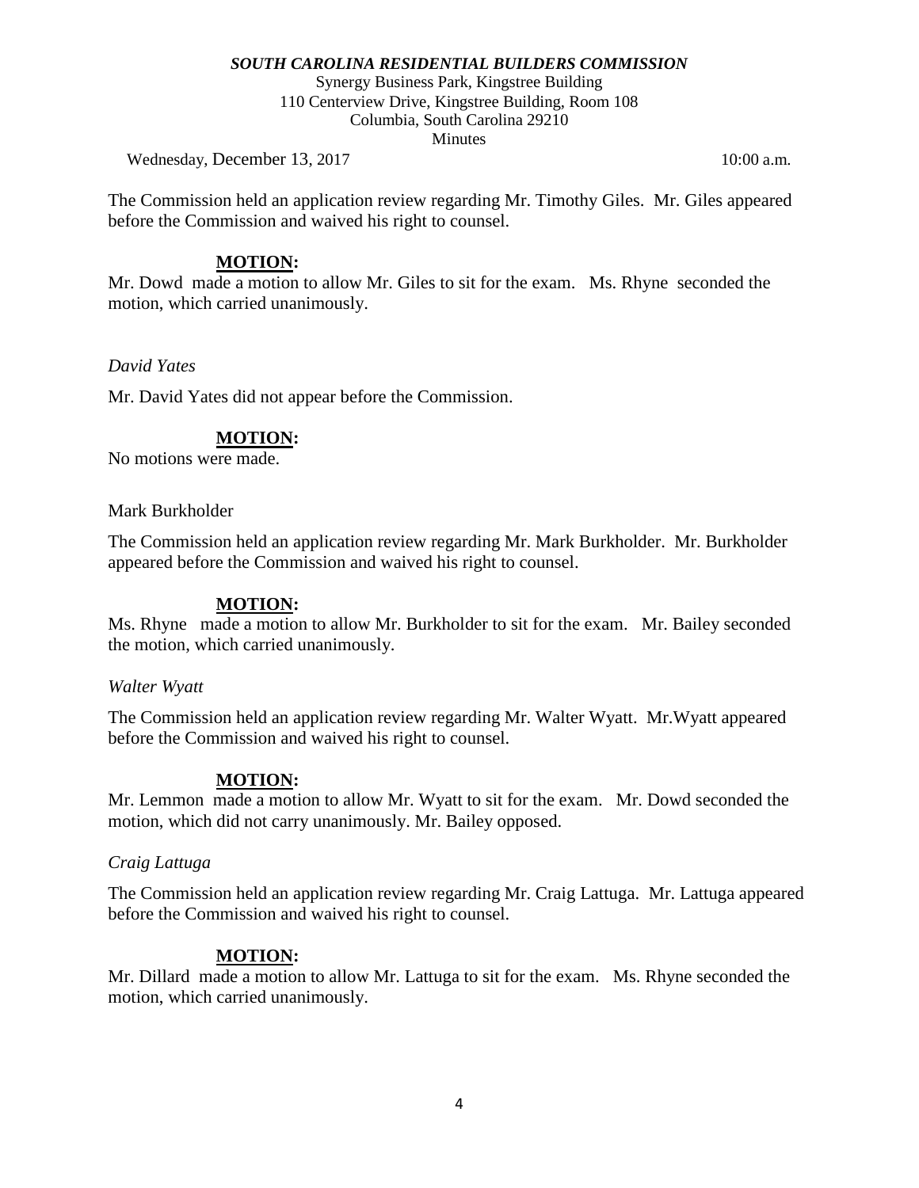The Commission held an application review regarding Mr. Timothy Giles. Mr. Giles appeared before the Commission and waived his right to counsel.

**MOTION:**

Mr. Dowd made a motion to allow Mr. Giles to sit for the exam. Ms. Rhyne seconded the motion, which carried unanimously.

*David Yates*

Mr. David Yates did not appear before the Commission.

**MOTION:**

No motions were made.

Mark Burkholder

The Commission held an application review regarding Mr. Mark Burkholder. Mr. Burkholder appeared before the Commission and waived his right to counsel.

**MOTION:**

Ms. Rhyne made a motion to allow Mr. Burkholder to sit for the exam. Mr. Bailey seconded the motion, which carried unanimously.

*Walter Wyatt*

The Commission held an application review regarding Mr. Walter Wyatt. Mr.Wyatt appeared before the Commission and waived his right to counsel.

**MOTION:**

Mr. Lemmon made a motion to allow Mr. Wyatt to sit for the exam. Mr. Dowd seconded the motion, which did not carry unanimously. Mr. Bailey opposed.

*Craig Lattuga*

The Commission held an application review regarding Mr. Craig Lattuga. Mr. Lattuga appeared before the Commission and waived his right to counsel.

**MOTION:**

Mr. Dillard made a motion to allow Mr. Lattuga to sit for the exam. Ms. Rhyne seconded the motion, which carried unanimously.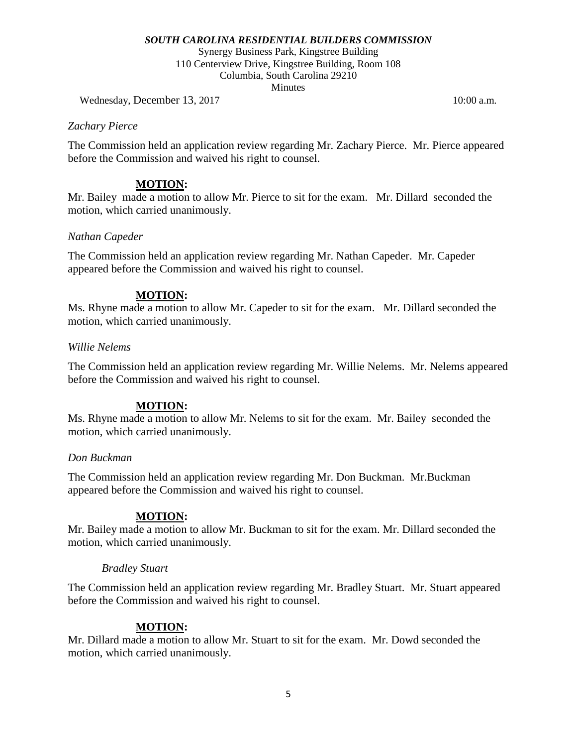*Zachary Pierce*

The Commission held an application review regarding Mr. Zachary Pierce. Mr. Pierce appeared before the Commission and waived his right to counsel.

**MOTION:**
Mr. Bailey made a motion to allow Mr. Pierce to sit for the exam. Mr. Dillard seconded the motion, which carried unanimously.

*Nathan Capeder*

The Commission held an application review regarding Mr. Nathan Capeder. Mr. Capeder appeared before the Commission and waived his right to counsel.

**MOTION:**
Ms. Rhyne made a motion to allow Mr. Capeder to sit for the exam. Mr. Dillard seconded the motion, which carried unanimously.

*Willie Nelems*

The Commission held an application review regarding Mr. Willie Nelems. Mr. Nelems appeared before the Commission and waived his right to counsel.

**MOTION:**
Ms. Rhyne made a motion to allow Mr. Nelems to sit for the exam. Mr. Bailey seconded the motion, which carried unanimously.

*Don Buckman*

The Commission held an application review regarding Mr. Don Buckman. Mr.Buckman appeared before the Commission and waived his right to counsel.

**MOTION:**
Mr. Bailey made a motion to allow Mr. Buckman to sit for the exam. Mr. Dillard seconded the motion, which carried unanimously.

*Bradley Stuart*

The Commission held an application review regarding Mr. Bradley Stuart. Mr. Stuart appeared before the Commission and waived his right to counsel.

**MOTION:**
Mr. Dillard made a motion to allow Mr. Stuart to sit for the exam. Mr. Dowd seconded the motion, which carried unanimously.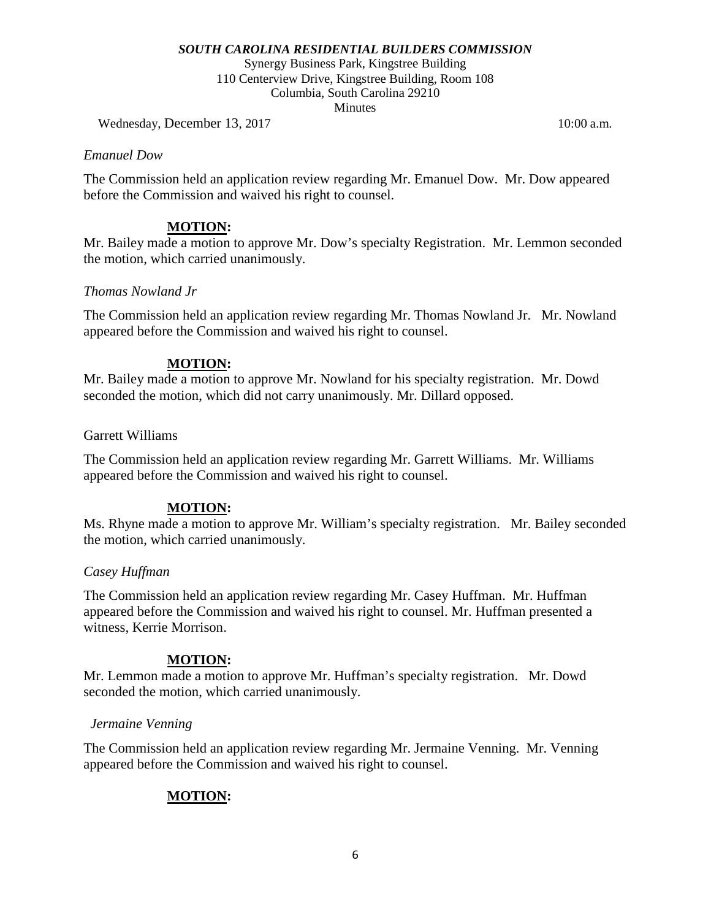*Emanuel Dow*

The Commission held an application review regarding Mr. Emanuel Dow. Mr. Dow appeared before the Commission and waived his right to counsel.

**MOTION:**

Mr. Bailey made a motion to approve Mr. Dow's specialty Registration. Mr. Lemmon seconded the motion, which carried unanimously.

*Thomas Nowland Jr*

The Commission held an application review regarding Mr. Thomas Nowland Jr. Mr. Nowland appeared before the Commission and waived his right to counsel.

**MOTION:**

Mr. Bailey made a motion to approve Mr. Nowland for his specialty registration. Mr. Dowd seconded the motion, which did not carry unanimously. Mr. Dillard opposed.

Garrett Williams

The Commission held an application review regarding Mr. Garrett Williams. Mr. Williams appeared before the Commission and waived his right to counsel.

**MOTION:**

Ms. Rhyne made a motion to approve Mr. William's specialty registration. Mr. Bailey seconded the motion, which carried unanimously.

*Casey Huffman*

The Commission held an application review regarding Mr. Casey Huffman. Mr. Huffman appeared before the Commission and waived his right to counsel. Mr. Huffman presented a witness, Kerrie Morrison.

**MOTION:**

Mr. Lemmon made a motion to approve Mr. Huffman's specialty registration. Mr. Dowd seconded the motion, which carried unanimously.

*Jermaine Venning*

The Commission held an application review regarding Mr. Jermaine Venning. Mr. Venning appeared before the Commission and waived his right to counsel.

**MOTION:**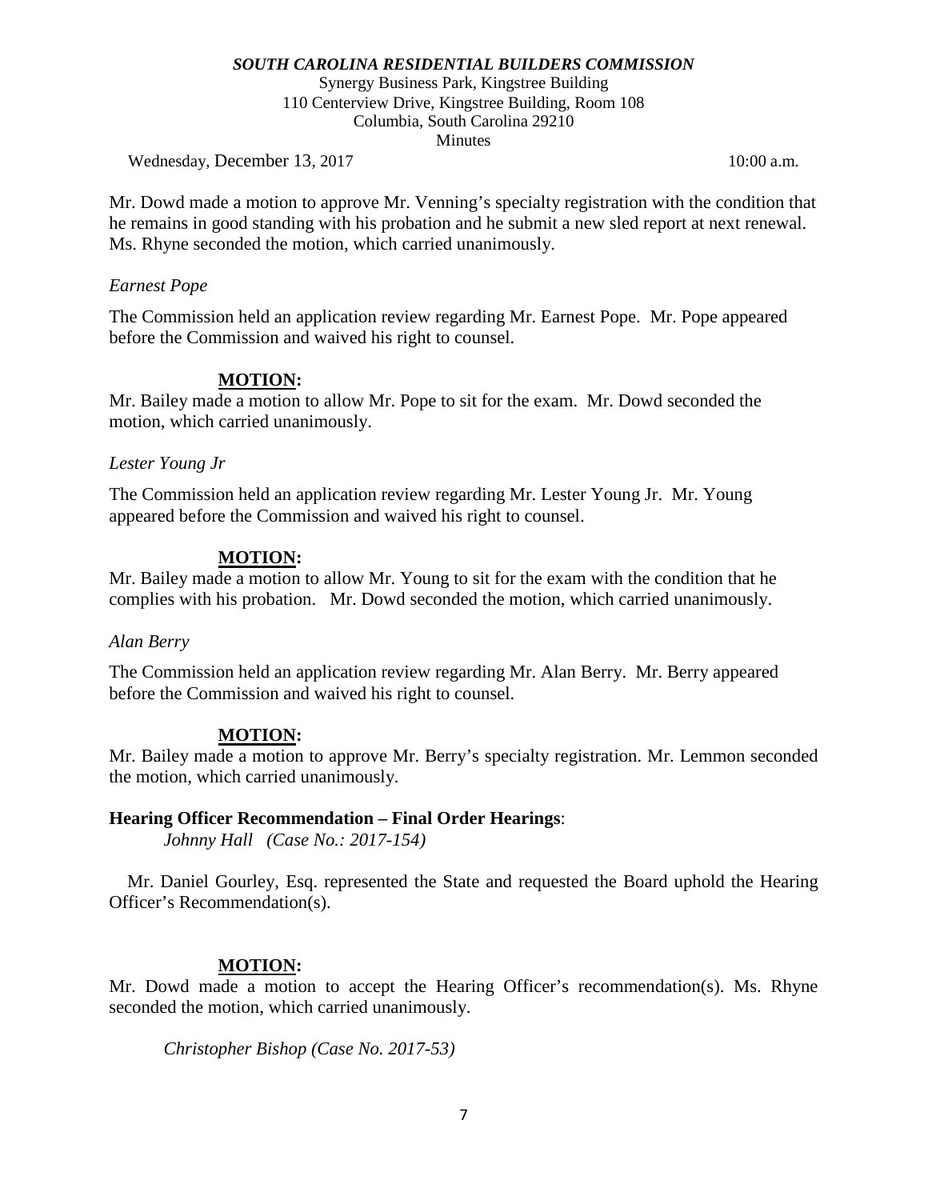Mr. Dowd made a motion to approve Mr. Venning's specialty registration with the condition that he remains in good standing with his probation and he submit a new sled report at next renewal. Ms. Rhyne seconded the motion, which carried unanimously.

*Earnest Pope*

The Commission held an application review regarding Mr. Earnest Pope. Mr. Pope appeared before the Commission and waived his right to counsel.

**MOTION:**

Mr. Bailey made a motion to allow Mr. Pope to sit for the exam. Mr. Dowd seconded the motion, which carried unanimously.

*Lester Young Jr*

The Commission held an application review regarding Mr. Lester Young Jr. Mr. Young appeared before the Commission and waived his right to counsel.

**MOTION:**

Mr. Bailey made a motion to allow Mr. Young to sit for the exam with the condition that he complies with his probation. Mr. Dowd seconded the motion, which carried unanimously.

*Alan Berry*

The Commission held an application review regarding Mr. Alan Berry. Mr. Berry appeared before the Commission and waived his right to counsel.

**MOTION:**

Mr. Bailey made a motion to approve Mr. Berry's specialty registration. Mr. Lemmon seconded the motion, which carried unanimously.

**Hearing Officer Recommendation – Final Order Hearings**:

*Johnny Hall (Case No.: 2017-154)*

Mr. Daniel Gourley, Esq. represented the State and requested the Board uphold the Hearing Officer's Recommendation(s).

**MOTION:**

Mr. Dowd made a motion to accept the Hearing Officer's recommendation(s). Ms. Rhyne seconded the motion, which carried unanimously.

*Christopher Bishop (Case No. 2017-53)*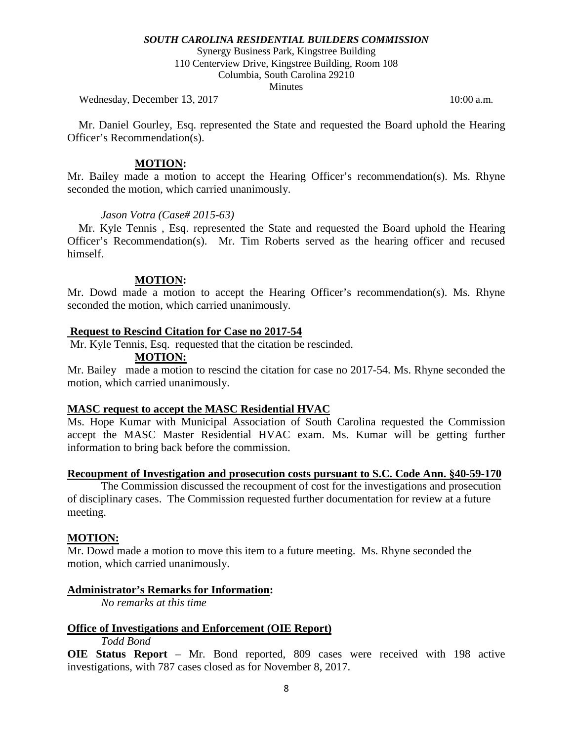Mr. Daniel Gourley, Esq. represented the State and requested the Board uphold the Hearing Officer's Recommendation(s).

**MOTION:**

Mr. Bailey made a motion to accept the Hearing Officer's recommendation(s). Ms. Rhyne seconded the motion, which carried unanimously.

*Jason Votra (Case# 2015-63)*

Mr. Kyle Tennis , Esq. represented the State and requested the Board uphold the Hearing Officer's Recommendation(s). Mr. Tim Roberts served as the hearing officer and recused himself.

**MOTION:**

Mr. Dowd made a motion to accept the Hearing Officer's recommendation(s). Ms. Rhyne seconded the motion, which carried unanimously.

**Request to Rescind Citation for Case no 2017-54**

Mr. Kyle Tennis, Esq. requested that the citation be rescinded.

**MOTION:**

Mr. Bailey made a motion to rescind the citation for case no 2017-54. Ms. Rhyne seconded the motion, which carried unanimously.

**MASC request to accept the MASC Residential HVAC**

Ms. Hope Kumar with Municipal Association of South Carolina requested the Commission accept the MASC Master Residential HVAC exam. Ms. Kumar will be getting further information to bring back before the commission.

**Recoupment of Investigation and prosecution costs pursuant to S.C. Code Ann. §40-59-170**

The Commission discussed the recoupment of cost for the investigations and prosecution of disciplinary cases. The Commission requested further documentation for review at a future meeting.

**MOTION:**

Mr. Dowd made a motion to move this item to a future meeting. Ms. Rhyne seconded the motion, which carried unanimously.

**Administrator's Remarks for Information:**

*No remarks at this time*

**Office of Investigations and Enforcement (OIE Report)**

*Todd Bond*

**OIE Status Report** – Mr. Bond reported, 809 cases were received with 198 active investigations, with 787 cases closed as for November 8, 2017.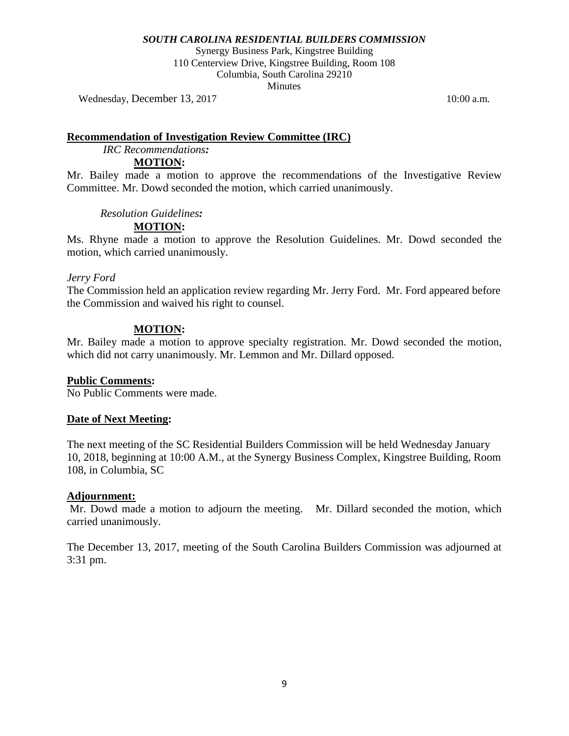***SOUTH CAROLINA RESIDENTIAL BUILDERS COMMISSION***

Synergy Business Park, Kingstree Building
110 Centerview Drive, Kingstree Building, Room 108
Columbia, South Carolina 29210
Minutes

Wednesday, December 13, 2017 10:00 a.m.

**Recommendation of Investigation Review Committee (IRC)**

*IRC Recommendations:*

**MOTION:**

Mr. Bailey made a motion to approve the recommendations of the Investigative Review Committee. Mr. Dowd seconded the motion, which carried unanimously.

*Resolution Guidelines:*

**MOTION:**

Ms. Rhyne made a motion to approve the Resolution Guidelines. Mr. Dowd seconded the motion, which carried unanimously.

*Jerry Ford*

The Commission held an application review regarding Mr. Jerry Ford. Mr. Ford appeared before the Commission and waived his right to counsel.

**MOTION:**

Mr. Bailey made a motion to approve specialty registration. Mr. Dowd seconded the motion, which did not carry unanimously. Mr. Lemmon and Mr. Dillard opposed.

**Public Comments:**

No Public Comments were made.

**Date of Next Meeting:**

The next meeting of the SC Residential Builders Commission will be held Wednesday January 10, 2018, beginning at 10:00 A.M., at the Synergy Business Complex, Kingstree Building, Room 108, in Columbia, SC

**Adjournment:**

Mr. Dowd made a motion to adjourn the meeting. Mr. Dillard seconded the motion, which carried unanimously.

The December 13, 2017, meeting of the South Carolina Builders Commission was adjourned at 3:31 pm.